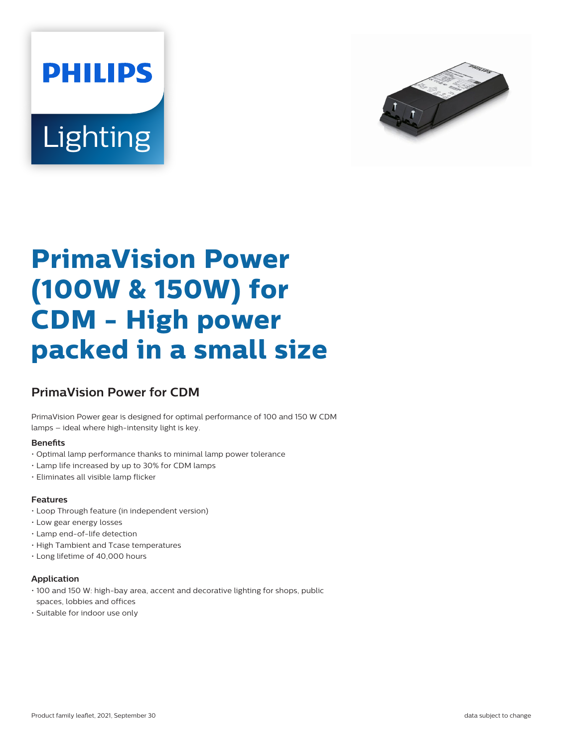# PrimaVision Power (100W & 150W) for CDM - High power packed in a small size

## PrimaVision Power for CDM

PrimaVision Power gear is designed for optimal performance of 100 and 150 W CDM lamps – ideal where high-intensity light is key.

### Benefits

- Optimal lamp performance thanks to minimal lamp power tolerance
- Lamp life increased by up to 30% for CDM lamps
- Eliminates all visible lamp flicker

### Features

- Loop Through feature (in independent version)
- Low gear energy losses
- Lamp end-of-life detection
- High Tambient and Tcase temperatures
- Long lifetime of 40,000 hours

### Application

- 100 and 150 W: high-bay area, accent and decorative lighting for shops, public spaces, lobbies and offices
- Suitable for indoor use only

Product family leaflet, 2021, September 30

data subject to change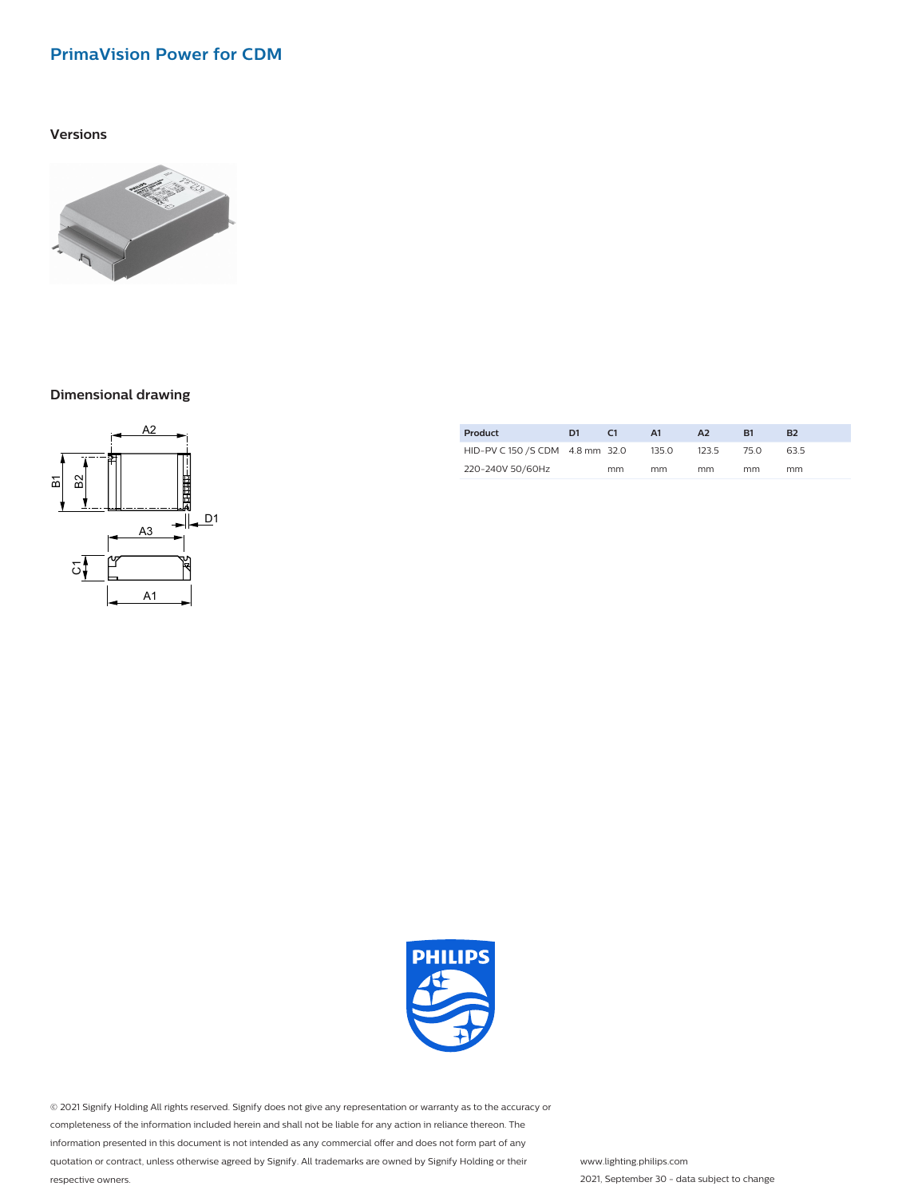## PrimaVision Power for CDM

### Versions

### Dimensional drawing

A2

B1

B2

D1

A3

C1

A1

| Product | D1 | C1 | A1 | A2 | B1 | B2 |
|---|---|---|---|---|---|---|
| HID-PV C 150 /S CDM 220-240V 50/60Hz | 4.8 mm | 32.0 mm | 135.0 mm | 123.5 mm | 75.0 mm | 63.5 mm |

© 2021 Signify Holding All rights reserved. Signify does not give any representation or warranty as to the accuracy or completeness of the information included herein and shall not be liable for any action in reliance thereon. The information presented in this document is not intended as any commercial offer and does not form part of any quotation or contract, unless otherwise agreed by Signify. All trademarks are owned by Signify Holding or their respective owners.

www.lighting.philips.com

2021, September 30 - data subject to change